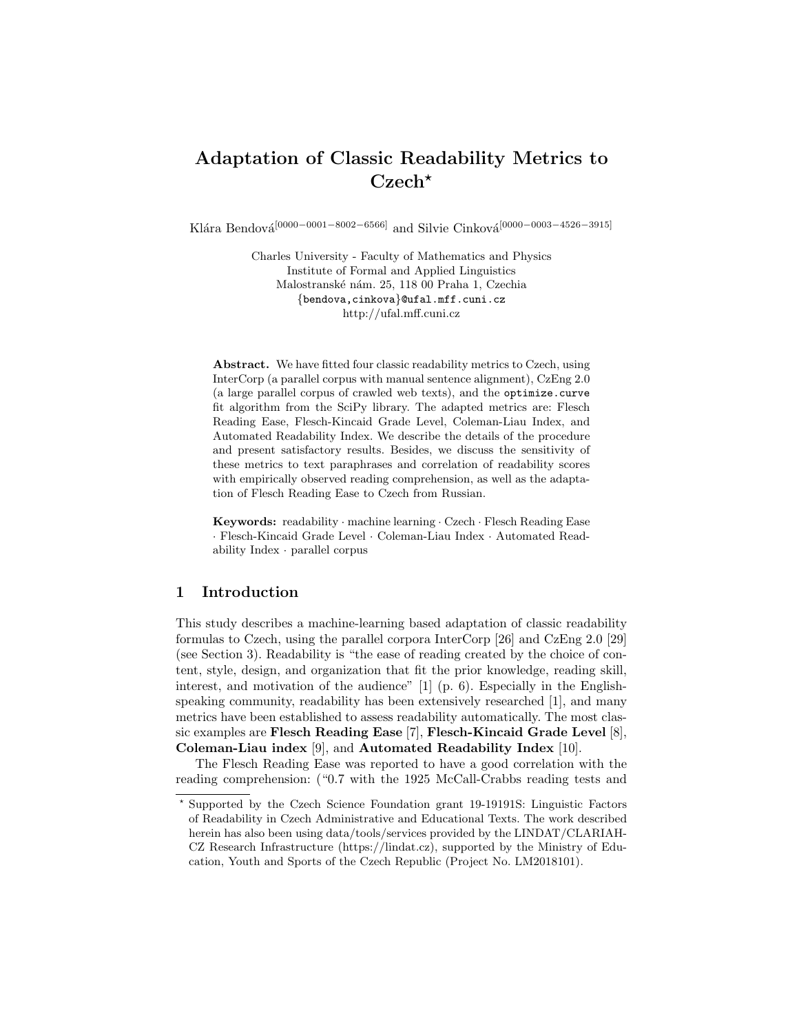# Adaptation of Classic Readability Metrics to Czech*

Klára Bendová[0000−0001−8002−6566] and Silvie Cinková[0000−0003−4526−3915]

Charles University - Faculty of Mathematics and Physics  
Institute of Formal and Applied Linguistics  
Malostranské nám. 25, 118 00 Praha 1, Czechia  
{bendova,cinkova}@ufal.mff.cuni.cz  
http://ufal.mff.cuni.cz

**Abstract.** We have fitted four classic readability metrics to Czech, using InterCorp (a parallel corpus with manual sentence alignment), CzEng 2.0 (a large parallel corpus of crawled web texts), and the `optimize.curve` fit algorithm from the SciPy library. The adapted metrics are: Flesch Reading Ease, Flesch-Kincaid Grade Level, Coleman-Liau Index, and Automated Readability Index. We describe the details of the procedure and present satisfactory results. Besides, we discuss the sensitivity of these metrics to text paraphrases and correlation of readability scores with empirically observed reading comprehension, as well as the adaptation of Flesch Reading Ease to Czech from Russian.

**Keywords:** readability · machine learning · Czech · Flesch Reading Ease · Flesch-Kincaid Grade Level · Coleman-Liau Index · Automated Readability Index · parallel corpus

## 1 Introduction

This study describes a machine-learning based adaptation of classic readability formulas to Czech, using the parallel corpora InterCorp [26] and CzEng 2.0 [29] (see Section 3). Readability is "the ease of reading created by the choice of content, style, design, and organization that fit the prior knowledge, reading skill, interest, and motivation of the audience" [1] (p. 6). Especially in the English-speaking community, readability has been extensively researched [1], and many metrics have been established to assess readability automatically. The most classic examples are **Flesch Reading Ease** [7], **Flesch-Kincaid Grade Level** [8], **Coleman-Liau index** [9], and **Automated Readability Index** [10].

The Flesch Reading Ease was reported to have a good correlation with the reading comprehension: ("0.7 with the 1925 McCall-Crabbs reading tests and

---

* Supported by the Czech Science Foundation grant 19-19191S: Linguistic Factors of Readability in Czech Administrative and Educational Texts. The work described herein has also been using data/tools/services provided by the LINDAT/CLARIAH-CZ Research Infrastructure (https://lindat.cz), supported by the Ministry of Education, Youth and Sports of the Czech Republic (Project No. LM2018101).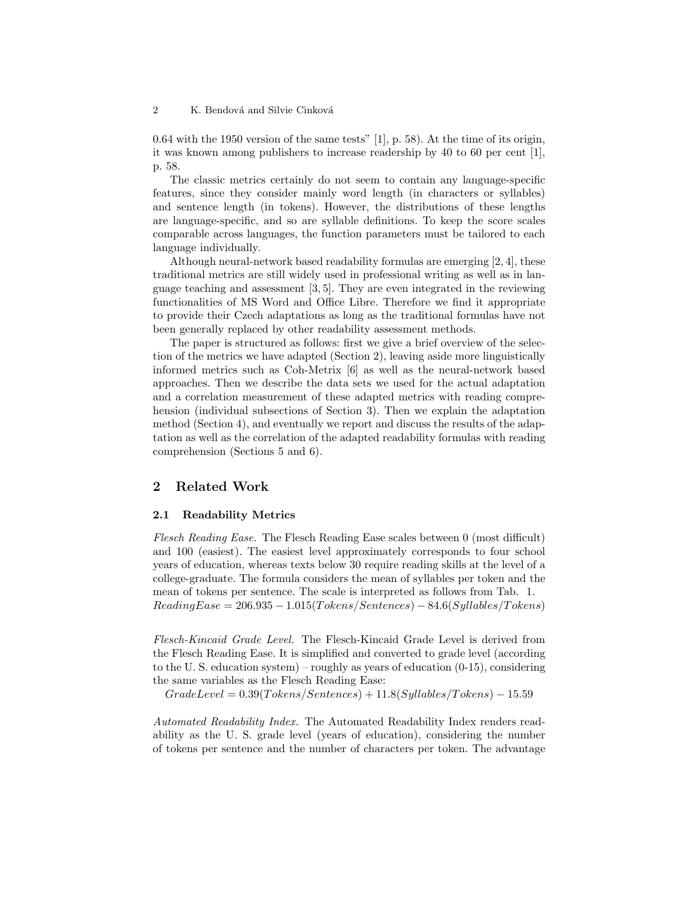0.64 with the 1950 version of the same tests" [1], p. 58). At the time of its origin, it was known among publishers to increase readership by 40 to 60 per cent [1], p. 58.

The classic metrics certainly do not seem to contain any language-specific features, since they consider mainly word length (in characters or syllables) and sentence length (in tokens). However, the distributions of these lengths are language-specific, and so are syllable definitions. To keep the score scales comparable across languages, the function parameters must be tailored to each language individually.

Although neural-network based readability formulas are emerging [2, 4], these traditional metrics are still widely used in professional writing as well as in language teaching and assessment [3, 5]. They are even integrated in the reviewing functionalities of MS Word and Office Libre. Therefore we find it appropriate to provide their Czech adaptations as long as the traditional formulas have not been generally replaced by other readability assessment methods.

The paper is structured as follows: first we give a brief overview of the selection of the metrics we have adapted (Section 2), leaving aside more linguistically informed metrics such as Coh-Metrix [6] as well as the neural-network based approaches. Then we describe the data sets we used for the actual adaptation and a correlation measurement of these adapted metrics with reading comprehension (individual subsections of Section 3). Then we explain the adaptation method (Section 4), and eventually we report and discuss the results of the adaptation as well as the correlation of the adapted readability formulas with reading comprehension (Sections 5 and 6).

## 2 Related Work

### 2.1 Readability Metrics

*Flesch Reading Ease.* The Flesch Reading Ease scales between 0 (most difficult) and 100 (easiest). The easiest level approximately corresponds to four school years of education, whereas texts below 30 require reading skills at the level of a college-graduate. The formula considers the mean of syllables per token and the mean of tokens per sentence. The scale is interpreted as follows from Tab. 1.

$ReadingEase = 206.935 - 1.015(Tokens/Sentences) - 84.6(Syllables/Tokens)$

*Flesch-Kincaid Grade Level.* The Flesch-Kincaid Grade Level is derived from the Flesch Reading Ease. It is simplified and converted to grade level (according to the U. S. education system) – roughly as years of education (0-15), considering the same variables as the Flesch Reading Ease:

$GradeLevel = 0.39(Tokens/Sentences) + 11.8(Syllables/Tokens) - 15.59$

*Automated Readability Index.* The Automated Readability Index renders readability as the U. S. grade level (years of education), considering the number of tokens per sentence and the number of characters per token. The advantage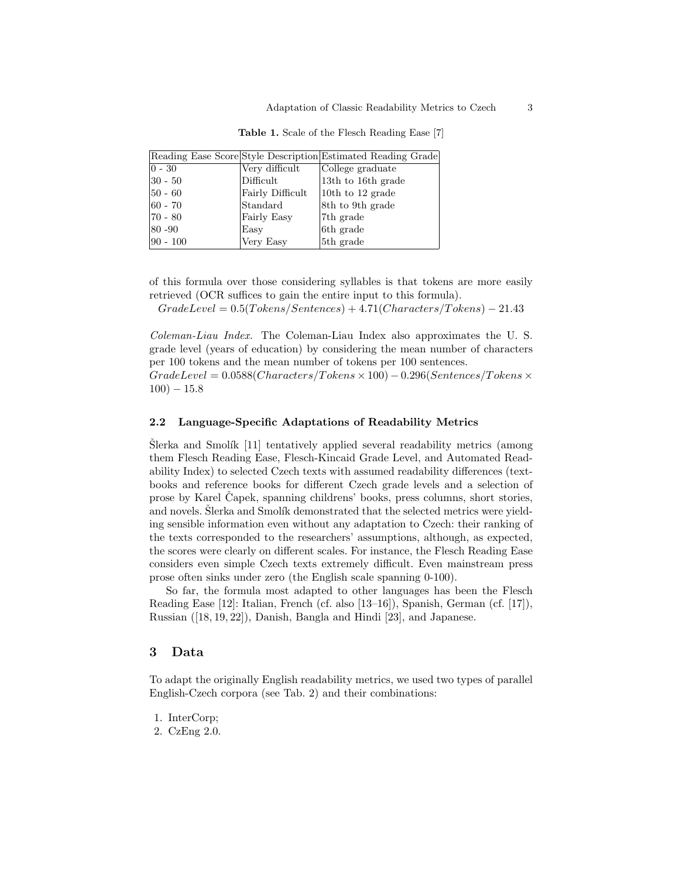**Table 1.** Scale of the Flesch Reading Ease [7]

| Reading Ease Score | Style Description | Estimated Reading Grade |
|---|---|---|
| 0 - 30 | Very difficult | College graduate |
| 30 - 50 | Difficult | 13th to 16th grade |
| 50 - 60 | Fairly Difficult | 10th to 12 grade |
| 60 - 70 | Standard | 8th to 9th grade |
| 70 - 80 | Fairly Easy | 7th grade |
| 80 -90 | Easy | 6th grade |
| 90 - 100 | Very Easy | 5th grade |

of this formula over those considering syllables is that tokens are more easily retrieved (OCR suffices to gain the entire input to this formula).

$GradeLevel = 0.5(Tokens/Sentences) + 4.71(Characters/Tokens) - 21.43$

*Coleman-Liau Index.* The Coleman-Liau Index also approximates the U. S. grade level (years of education) by considering the mean number of characters per 100 tokens and the mean number of tokens per 100 sentences.

$GradeLevel = 0.0588(Characters/Tokens \times 100) - 0.296(Sentences/Tokens \times 100) - 15.8$

### 2.2 Language-Specific Adaptations of Readability Metrics

Šlerka and Smolík [11] tentatively applied several readability metrics (among them Flesch Reading Ease, Flesch-Kincaid Grade Level, and Automated Readability Index) to selected Czech texts with assumed readability differences (textbooks and reference books for different Czech grade levels and a selection of prose by Karel Čapek, spanning childrens' books, press columns, short stories, and novels. Šlerka and Smolík demonstrated that the selected metrics were yielding sensible information even without any adaptation to Czech: their ranking of the texts corresponded to the researchers' assumptions, although, as expected, the scores were clearly on different scales. For instance, the Flesch Reading Ease considers even simple Czech texts extremely difficult. Even mainstream press prose often sinks under zero (the English scale spanning 0-100).

So far, the formula most adapted to other languages has been the Flesch Reading Ease [12]: Italian, French (cf. also [13–16]), Spanish, German (cf. [17]), Russian ([18, 19, 22]), Danish, Bangla and Hindi [23], and Japanese.

## 3 Data

To adapt the originally English readability metrics, we used two types of parallel English-Czech corpora (see Tab. 2) and their combinations:

1. InterCorp;
2. CzEng 2.0.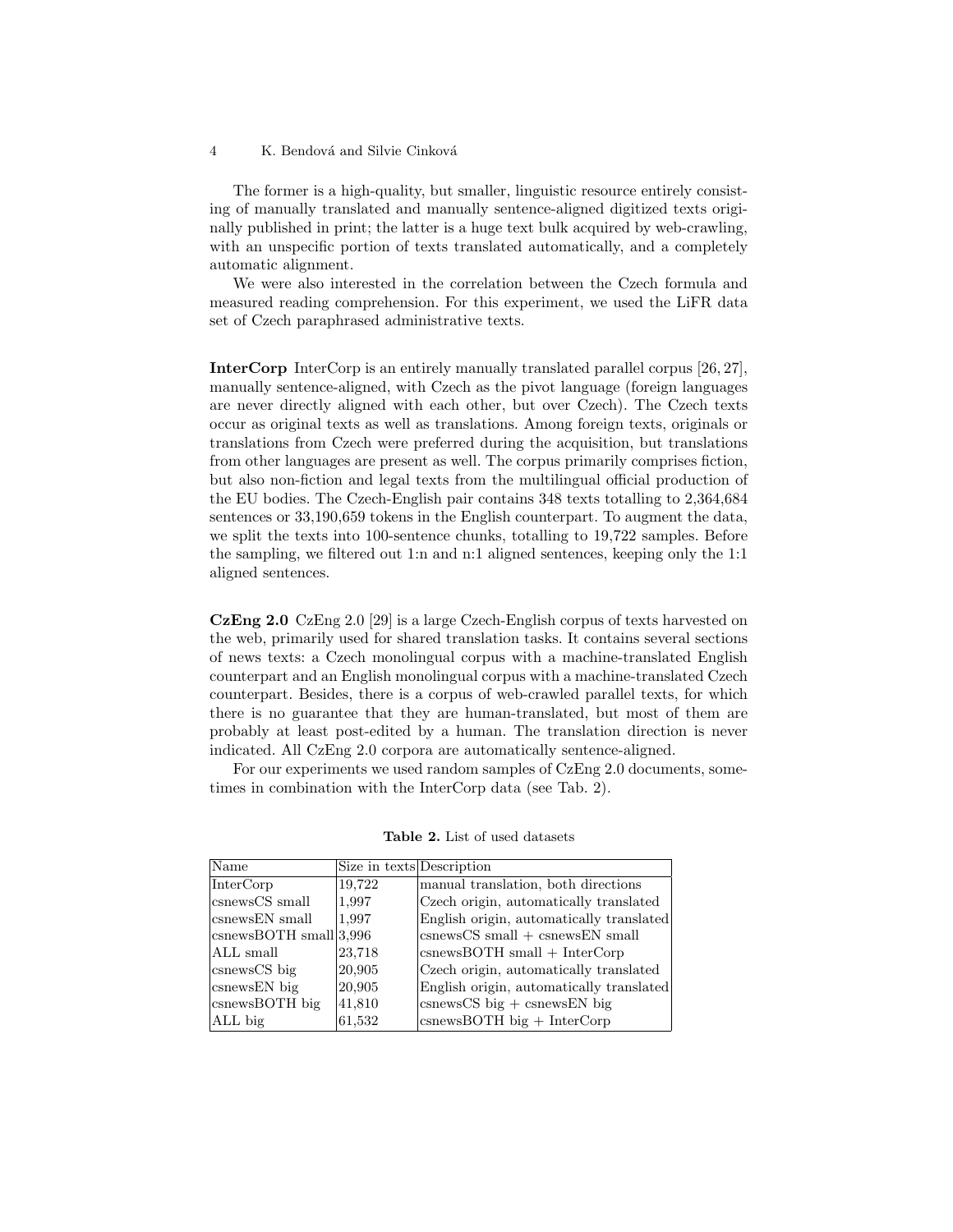The former is a high-quality, but smaller, linguistic resource entirely consisting of manually translated and manually sentence-aligned digitized texts originally published in print; the latter is a huge text bulk acquired by web-crawling, with an unspecific portion of texts translated automatically, and a completely automatic alignment.

We were also interested in the correlation between the Czech formula and measured reading comprehension. For this experiment, we used the LiFR data set of Czech paraphrased administrative texts.

**InterCorp** InterCorp is an entirely manually translated parallel corpus [26, 27], manually sentence-aligned, with Czech as the pivot language (foreign languages are never directly aligned with each other, but over Czech). The Czech texts occur as original texts as well as translations. Among foreign texts, originals or translations from Czech were preferred during the acquisition, but translations from other languages are present as well. The corpus primarily comprises fiction, but also non-fiction and legal texts from the multilingual official production of the EU bodies. The Czech-English pair contains 348 texts totalling to 2,364,684 sentences or 33,190,659 tokens in the English counterpart. To augment the data, we split the texts into 100-sentence chunks, totalling to 19,722 samples. Before the sampling, we filtered out 1:n and n:1 aligned sentences, keeping only the 1:1 aligned sentences.

**CzEng 2.0** CzEng 2.0 [29] is a large Czech-English corpus of texts harvested on the web, primarily used for shared translation tasks. It contains several sections of news texts: a Czech monolingual corpus with a machine-translated English counterpart and an English monolingual corpus with a machine-translated Czech counterpart. Besides, there is a corpus of web-crawled parallel texts, for which there is no guarantee that they are human-translated, but most of them are probably at least post-edited by a human. The translation direction is never indicated. All CzEng 2.0 corpora are automatically sentence-aligned.

For our experiments we used random samples of CzEng 2.0 documents, sometimes in combination with the InterCorp data (see Tab. 2).

**Table 2.** List of used datasets

| Name | Size in texts | Description |
|---|---|---|
| InterCorp | 19,722 | manual translation, both directions |
| csnewsCS small | 1,997 | Czech origin, automatically translated |
| csnewsEN small | 1,997 | English origin, automatically translated |
| csnewsBOTH small | 3,996 | csnewsCS small + csnewsEN small |
| ALL small | 23,718 | csnewsBOTH small + InterCorp |
| csnewsCS big | 20,905 | Czech origin, automatically translated |
| csnewsEN big | 20,905 | English origin, automatically translated |
| csnewsBOTH big | 41,810 | csnewsCS big + csnewsEN big |
| ALL big | 61,532 | csnewsBOTH big + InterCorp |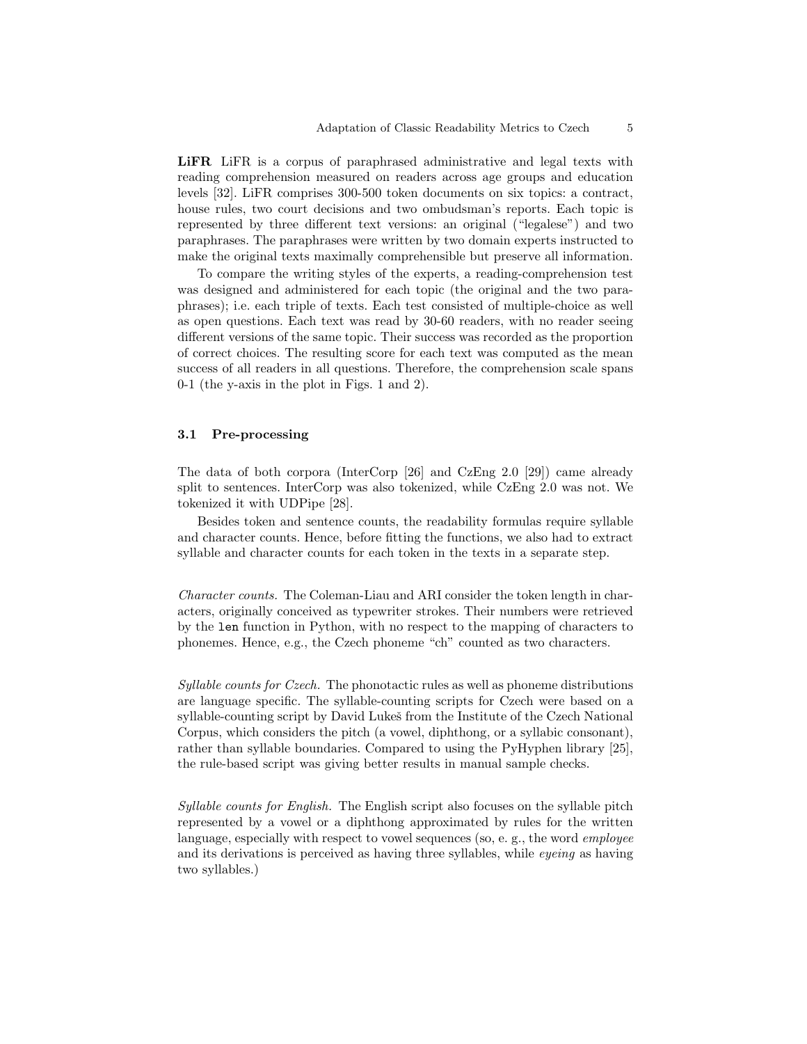**LiFR** LiFR is a corpus of paraphrased administrative and legal texts with reading comprehension measured on readers across age groups and education levels [32]. LiFR comprises 300-500 token documents on six topics: a contract, house rules, two court decisions and two ombudsman's reports. Each topic is represented by three different text versions: an original ("legalese") and two paraphrases. The paraphrases were written by two domain experts instructed to make the original texts maximally comprehensible but preserve all information.

To compare the writing styles of the experts, a reading-comprehension test was designed and administered for each topic (the original and the two paraphrases); i.e. each triple of texts. Each test consisted of multiple-choice as well as open questions. Each text was read by 30-60 readers, with no reader seeing different versions of the same topic. Their success was recorded as the proportion of correct choices. The resulting score for each text was computed as the mean success of all readers in all questions. Therefore, the comprehension scale spans 0-1 (the y-axis in the plot in Figs. 1 and 2).

### 3.1 Pre-processing

The data of both corpora (InterCorp [26] and CzEng 2.0 [29]) came already split to sentences. InterCorp was also tokenized, while CzEng 2.0 was not. We tokenized it with UDPipe [28].

Besides token and sentence counts, the readability formulas require syllable and character counts. Hence, before fitting the functions, we also had to extract syllable and character counts for each token in the texts in a separate step.

*Character counts.* The Coleman-Liau and ARI consider the token length in characters, originally conceived as typewriter strokes. Their numbers were retrieved by the `len` function in Python, with no respect to the mapping of characters to phonemes. Hence, e.g., the Czech phoneme "ch" counted as two characters.

*Syllable counts for Czech.* The phonotactic rules as well as phoneme distributions are language specific. The syllable-counting scripts for Czech were based on a syllable-counting script by David Lukeš from the Institute of the Czech National Corpus, which considers the pitch (a vowel, diphthong, or a syllabic consonant), rather than syllable boundaries. Compared to using the PyHyphen library [25], the rule-based script was giving better results in manual sample checks.

*Syllable counts for English.* The English script also focuses on the syllable pitch represented by a vowel or a diphthong approximated by rules for the written language, especially with respect to vowel sequences (so, e. g., the word *employee* and its derivations is perceived as having three syllables, while *eyeing* as having two syllables.)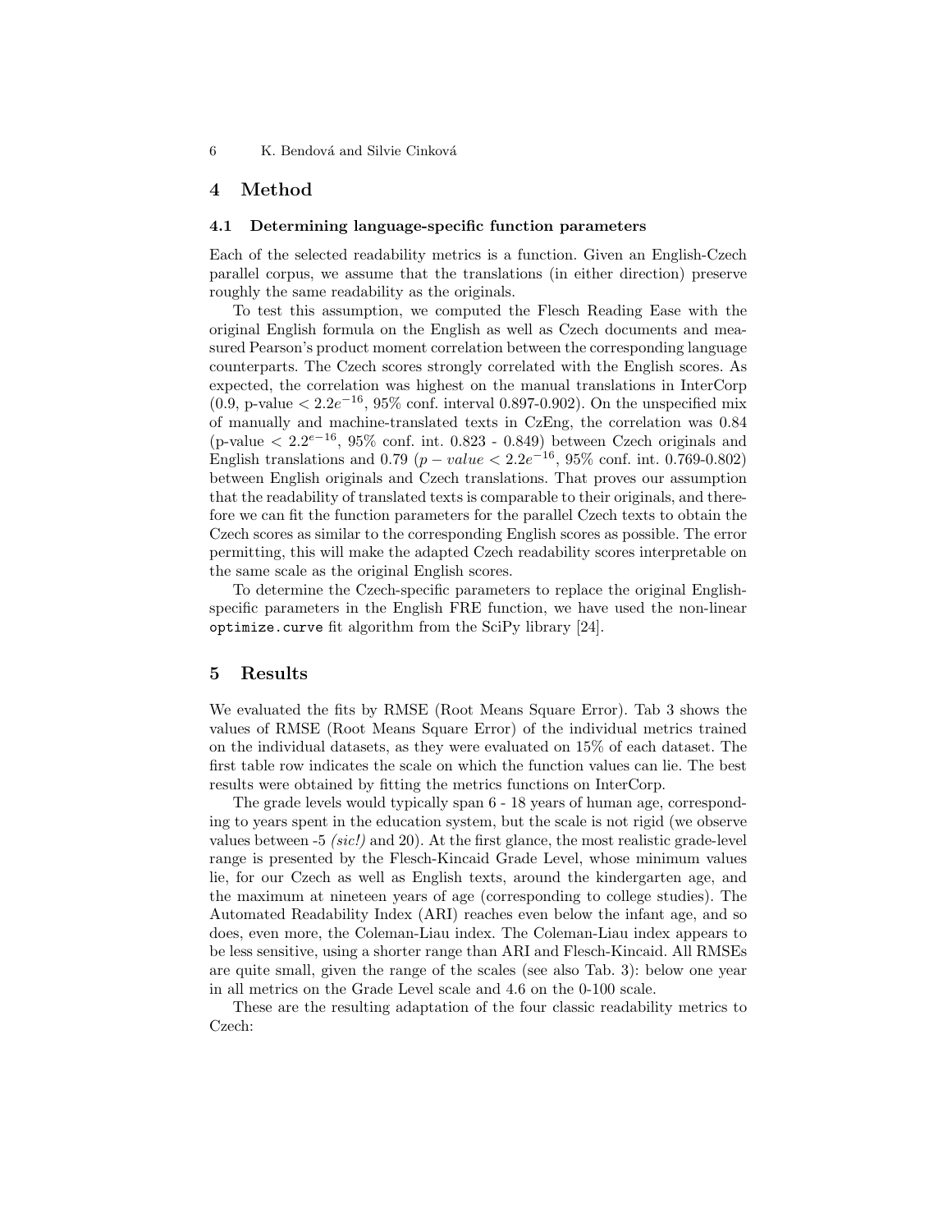## 4 Method

### 4.1 Determining language-specific function parameters

Each of the selected readability metrics is a function. Given an English-Czech parallel corpus, we assume that the translations (in either direction) preserve roughly the same readability as the originals.

To test this assumption, we computed the Flesch Reading Ease with the original English formula on the English as well as Czech documents and measured Pearson's product moment correlation between the corresponding language counterparts. The Czech scores strongly correlated with the English scores. As expected, the correlation was highest on the manual translations in InterCorp (0.9, p-value $< 2.2e^{-16}$, 95% conf. interval 0.897-0.902). On the unspecified mix of manually and machine-translated texts in CzEng, the correlation was 0.84 (p-value $< 2.2^{e-16}$, 95% conf. int. 0.823 - 0.849) between Czech originals and English translations and 0.79 ($p - value < 2.2e^{-16}$, 95% conf. int. 0.769-0.802) between English originals and Czech translations. That proves our assumption that the readability of translated texts is comparable to their originals, and therefore we can fit the function parameters for the parallel Czech texts to obtain the Czech scores as similar to the corresponding English scores as possible. The error permitting, this will make the adapted Czech readability scores interpretable on the same scale as the original English scores.

To determine the Czech-specific parameters to replace the original English-specific parameters in the English FRE function, we have used the non-linear `optimize.curve` fit algorithm from the SciPy library [24].

## 5 Results

We evaluated the fits by RMSE (Root Means Square Error). Tab 3 shows the values of RMSE (Root Means Square Error) of the individual metrics trained on the individual datasets, as they were evaluated on 15% of each dataset. The first table row indicates the scale on which the function values can lie. The best results were obtained by fitting the metrics functions on InterCorp.

The grade levels would typically span 6 - 18 years of human age, corresponding to years spent in the education system, but the scale is not rigid (we observe values between -5 *(sic!)* and 20). At the first glance, the most realistic grade-level range is presented by the Flesch-Kincaid Grade Level, whose minimum values lie, for our Czech as well as English texts, around the kindergarten age, and the maximum at nineteen years of age (corresponding to college studies). The Automated Readability Index (ARI) reaches even below the infant age, and so does, even more, the Coleman-Liau index. The Coleman-Liau index appears to be less sensitive, using a shorter range than ARI and Flesch-Kincaid. All RMSEs are quite small, given the range of the scales (see also Tab. 3): below one year in all metrics on the Grade Level scale and 4.6 on the 0-100 scale.

These are the resulting adaptation of the four classic readability metrics to Czech: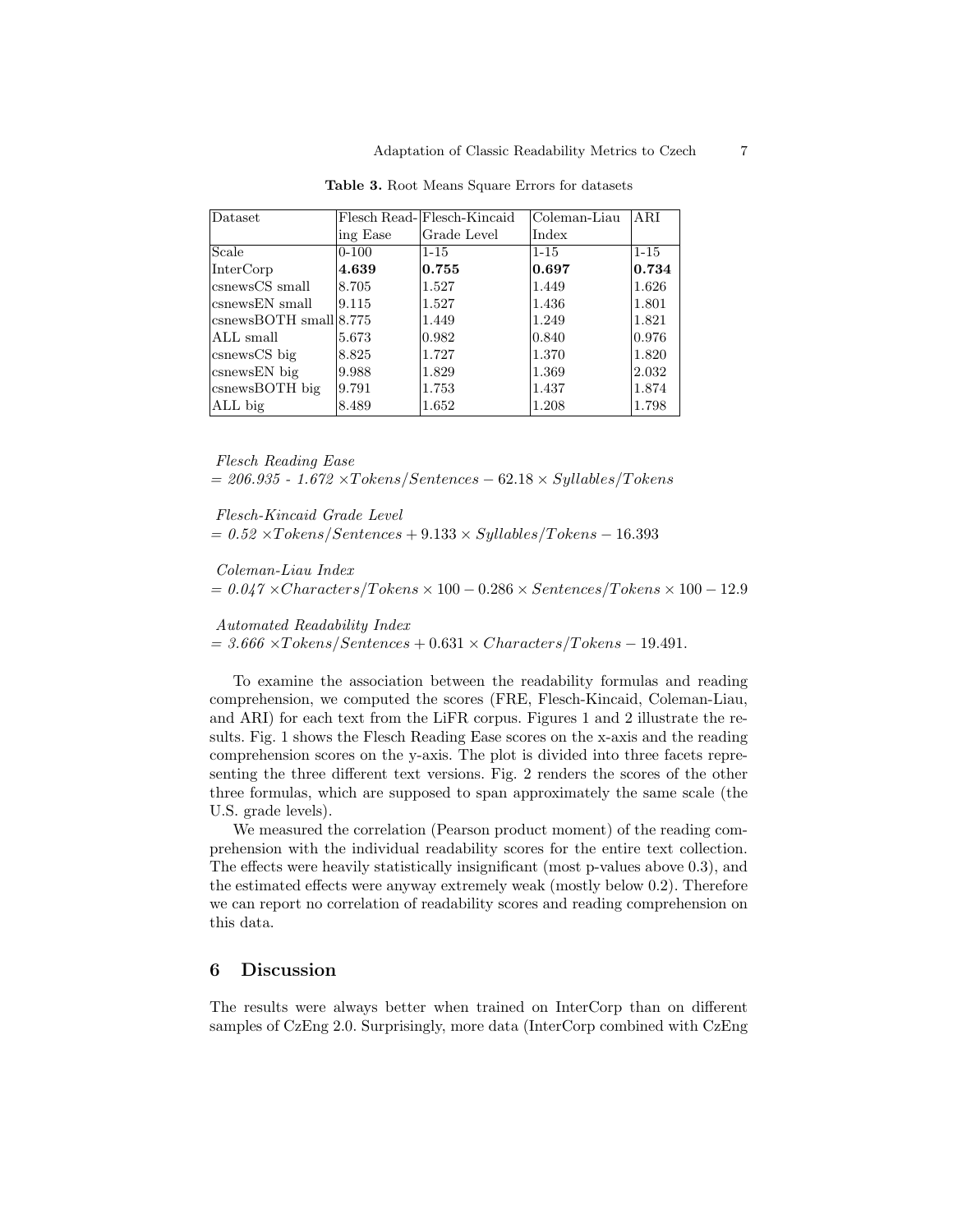**Table 3.** Root Means Square Errors for datasets

| Dataset | Flesch Reading Ease | Flesch-Kincaid Grade Level | Coleman-Liau Index | ARI |
|---|---|---|---|---|
| Scale | 0-100 | 1-15 | 1-15 | 1-15 |
| InterCorp | **4.639** | **0.755** | **0.697** | **0.734** |
| csnewsCS small | 8.705 | 1.527 | 1.449 | 1.626 |
| csnewsEN small | 9.115 | 1.527 | 1.436 | 1.801 |
| csnewsBOTH small | 8.775 | 1.449 | 1.249 | 1.821 |
| ALL small | 5.673 | 0.982 | 0.840 | 0.976 |
| csnewsCS big | 8.825 | 1.727 | 1.370 | 1.820 |
| csnewsEN big | 9.988 | 1.829 | 1.369 | 2.032 |
| csnewsBOTH big | 9.791 | 1.753 | 1.437 | 1.874 |
| ALL big | 8.489 | 1.652 | 1.208 | 1.798 |

*Flesch Reading Ease*
$= 206.935 - 1.672 \times Tokens/Sentences - 62.18 \times Syllables/Tokens$

*Flesch-Kincaid Grade Level*
$= 0.52 \times Tokens/Sentences + 9.133 \times Syllables/Tokens - 16.393$

*Coleman-Liau Index*
$= 0.047 \times Characters/Tokens \times 100 - 0.286 \times Sentences/Tokens \times 100 - 12.9$

*Automated Readability Index*
$= 3.666 \times Tokens/Sentences + 0.631 \times Characters/Tokens - 19.491.$

To examine the association between the readability formulas and reading comprehension, we computed the scores (FRE, Flesch-Kincaid, Coleman-Liau, and ARI) for each text from the LiFR corpus. Figures 1 and 2 illustrate the results. Fig. 1 shows the Flesch Reading Ease scores on the x-axis and the reading comprehension scores on the y-axis. The plot is divided into three facets representing the three different text versions. Fig. 2 renders the scores of the other three formulas, which are supposed to span approximately the same scale (the U.S. grade levels).

We measured the correlation (Pearson product moment) of the reading comprehension with the individual readability scores for the entire text collection. The effects were heavily statistically insignificant (most p-values above 0.3), and the estimated effects were anyway extremely weak (mostly below 0.2). Therefore we can report no correlation of readability scores and reading comprehension on this data.

## 6 Discussion

The results were always better when trained on InterCorp than on different samples of CzEng 2.0. Surprisingly, more data (InterCorp combined with CzEng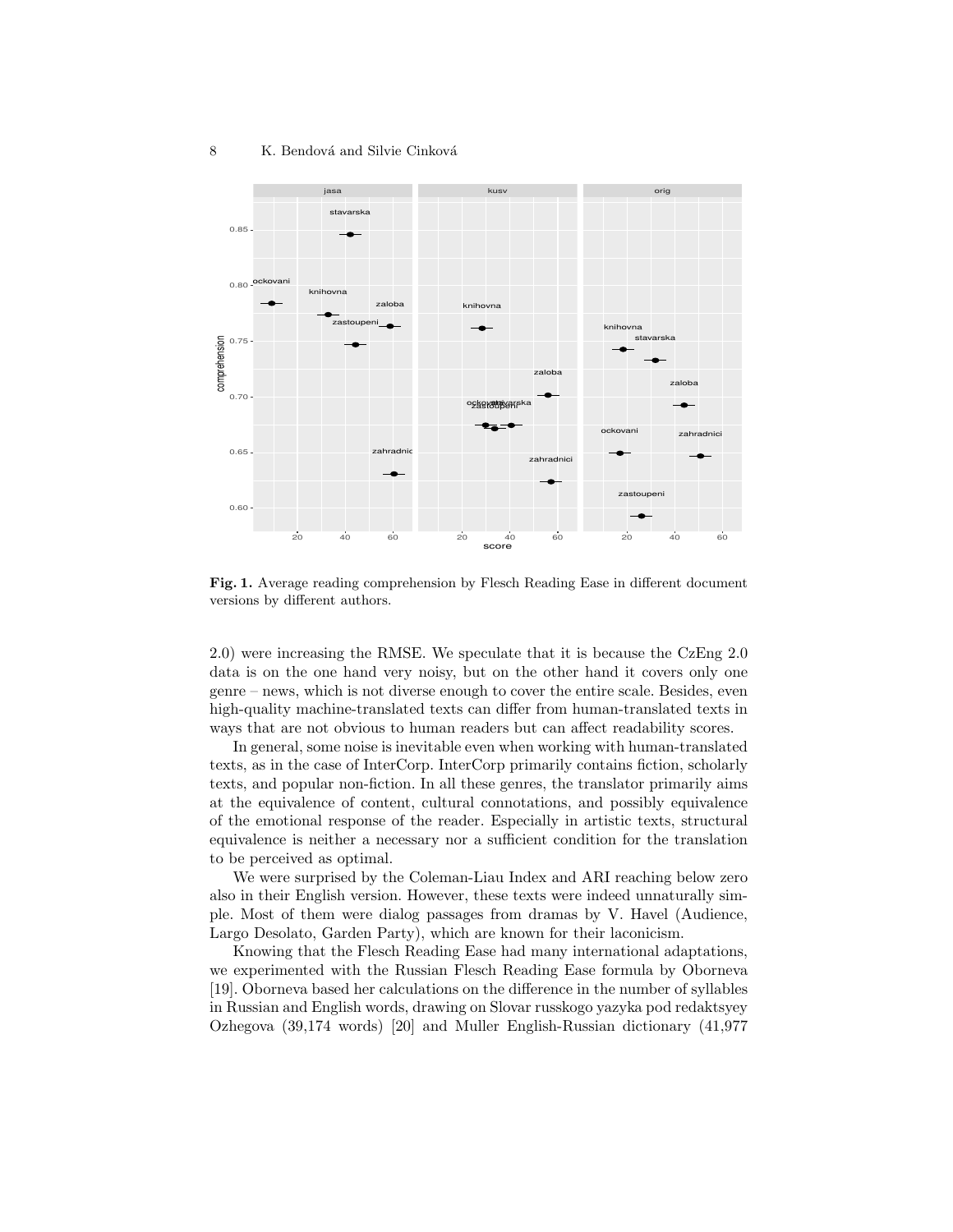**Fig. 1.** Average reading comprehension by Flesch Reading Ease in different document versions by different authors.

2.0) were increasing the RMSE. We speculate that it is because the CzEng 2.0 data is on the one hand very noisy, but on the other hand it covers only one genre – news, which is not diverse enough to cover the entire scale. Besides, even high-quality machine-translated texts can differ from human-translated texts in ways that are not obvious to human readers but can affect readability scores.

In general, some noise is inevitable even when working with human-translated texts, as in the case of InterCorp. InterCorp primarily contains fiction, scholarly texts, and popular non-fiction. In all these genres, the translator primarily aims at the equivalence of content, cultural connotations, and possibly equivalence of the emotional response of the reader. Especially in artistic texts, structural equivalence is neither a necessary nor a sufficient condition for the translation to be perceived as optimal.

We were surprised by the Coleman-Liau Index and ARI reaching below zero also in their English version. However, these texts were indeed unnaturally simple. Most of them were dialog passages from dramas by V. Havel (Audience, Largo Desolato, Garden Party), which are known for their laconicism.

Knowing that the Flesch Reading Ease had many international adaptations, we experimented with the Russian Flesch Reading Ease formula by Oborneva [19]. Oborneva based her calculations on the difference in the number of syllables in Russian and English words, drawing on Slovar russkogo yazyka pod redaktsyey Ozhegova (39,174 words) [20] and Muller English-Russian dictionary (41,977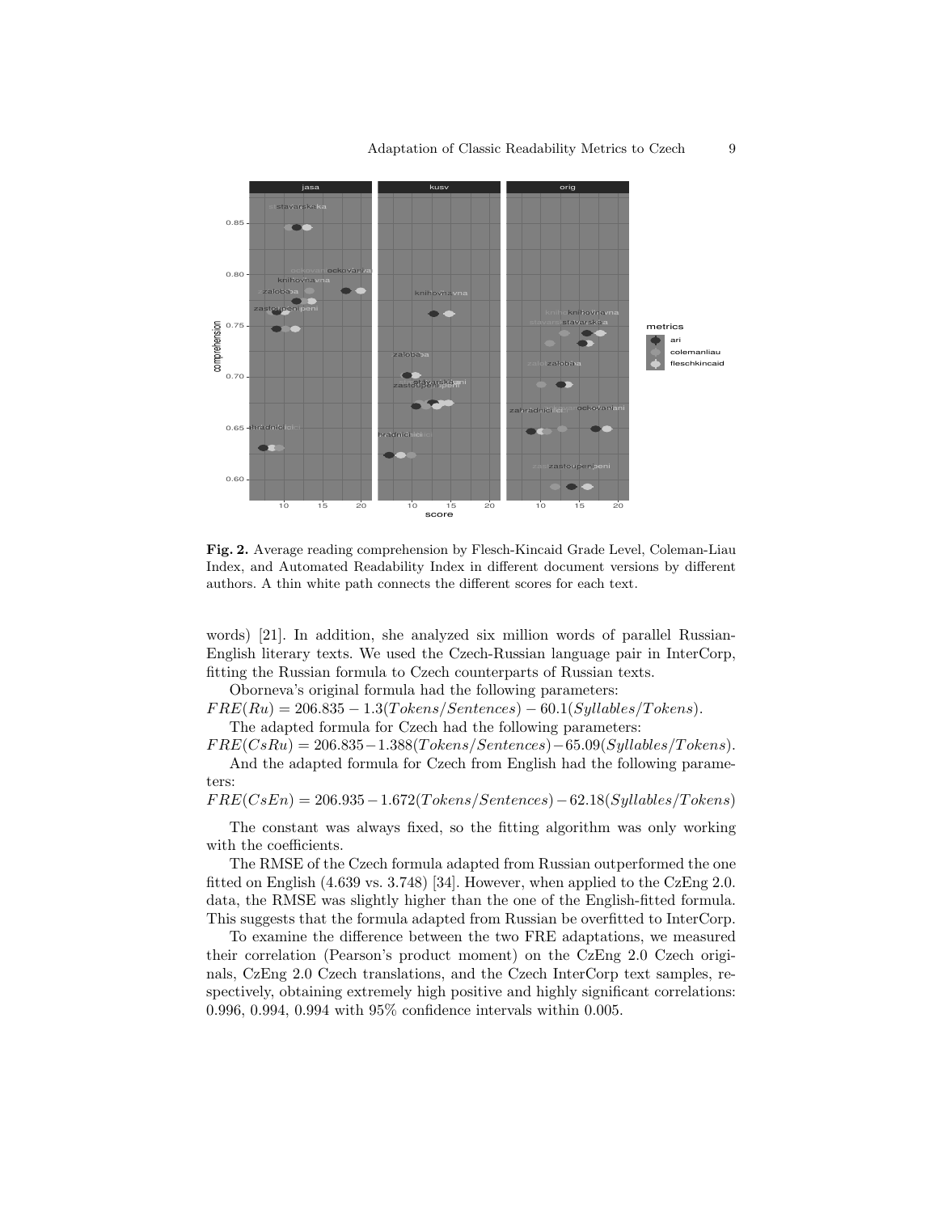**Fig. 2.** Average reading comprehension by Flesch-Kincaid Grade Level, Coleman-Liau Index, and Automated Readability Index in different document versions by different authors. A thin white path connects the different scores for each text.

words) [21]. In addition, she analyzed six million words of parallel Russian-English literary texts. We used the Czech-Russian language pair in InterCorp, fitting the Russian formula to Czech counterparts of Russian texts.

Oborneva's original formula had the following parameters:

$FRE(Ru) = 206.835 - 1.3(Tokens/Sentences) - 60.1(Syllables/Tokens)$.

The adapted formula for Czech had the following parameters:

$FRE(CsRu) = 206.835 - 1.388(Tokens/Sentences) - 65.09(Syllables/Tokens)$.

And the adapted formula for Czech from English had the following parameters:

$FRE(CsEn) = 206.935 - 1.672(Tokens/Sentences) - 62.18(Syllables/Tokens)$

The constant was always fixed, so the fitting algorithm was only working with the coefficients.

The RMSE of the Czech formula adapted from Russian outperformed the one fitted on English (4.639 vs. 3.748) [34]. However, when applied to the CzEng 2.0. data, the RMSE was slightly higher than the one of the English-fitted formula. This suggests that the formula adapted from Russian be overfitted to InterCorp.

To examine the difference between the two FRE adaptations, we measured their correlation (Pearson's product moment) on the CzEng 2.0 Czech originals, CzEng 2.0 Czech translations, and the Czech InterCorp text samples, respectively, obtaining extremely high positive and highly significant correlations: 0.996, 0.994, 0.994 with 95% confidence intervals within 0.005.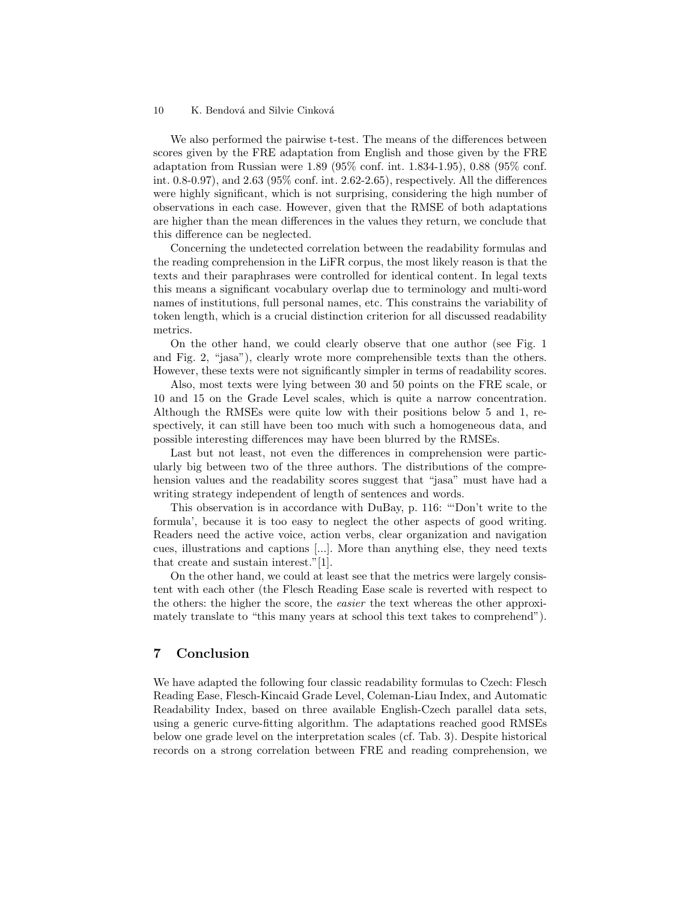We also performed the pairwise t-test. The means of the differences between scores given by the FRE adaptation from English and those given by the FRE adaptation from Russian were 1.89 (95% conf. int. 1.834-1.95), 0.88 (95% conf. int. 0.8-0.97), and 2.63 (95% conf. int. 2.62-2.65), respectively. All the differences were highly significant, which is not surprising, considering the high number of observations in each case. However, given that the RMSE of both adaptations are higher than the mean differences in the values they return, we conclude that this difference can be neglected.

Concerning the undetected correlation between the readability formulas and the reading comprehension in the LiFR corpus, the most likely reason is that the texts and their paraphrases were controlled for identical content. In legal texts this means a significant vocabulary overlap due to terminology and multi-word names of institutions, full personal names, etc. This constrains the variability of token length, which is a crucial distinction criterion for all discussed readability metrics.

On the other hand, we could clearly observe that one author (see Fig. 1 and Fig. 2, "jasa"), clearly wrote more comprehensible texts than the others. However, these texts were not significantly simpler in terms of readability scores.

Also, most texts were lying between 30 and 50 points on the FRE scale, or 10 and 15 on the Grade Level scales, which is quite a narrow concentration. Although the RMSEs were quite low with their positions below 5 and 1, respectively, it can still have been too much with such a homogeneous data, and possible interesting differences may have been blurred by the RMSEs.

Last but not least, not even the differences in comprehension were particularly big between two of the three authors. The distributions of the comprehension values and the readability scores suggest that "jasa" must have had a writing strategy independent of length of sentences and words.

This observation is in accordance with DuBay, p. 116: "'Don't write to the formula', because it is too easy to neglect the other aspects of good writing. Readers need the active voice, action verbs, clear organization and navigation cues, illustrations and captions [...]. More than anything else, they need texts that create and sustain interest."[1].

On the other hand, we could at least see that the metrics were largely consistent with each other (the Flesch Reading Ease scale is reverted with respect to the others: the higher the score, the *easier* the text whereas the other approximately translate to "this many years at school this text takes to comprehend").

## 7 Conclusion

We have adapted the following four classic readability formulas to Czech: Flesch Reading Ease, Flesch-Kincaid Grade Level, Coleman-Liau Index, and Automatic Readability Index, based on three available English-Czech parallel data sets, using a generic curve-fitting algorithm. The adaptations reached good RMSEs below one grade level on the interpretation scales (cf. Tab. 3). Despite historical records on a strong correlation between FRE and reading comprehension, we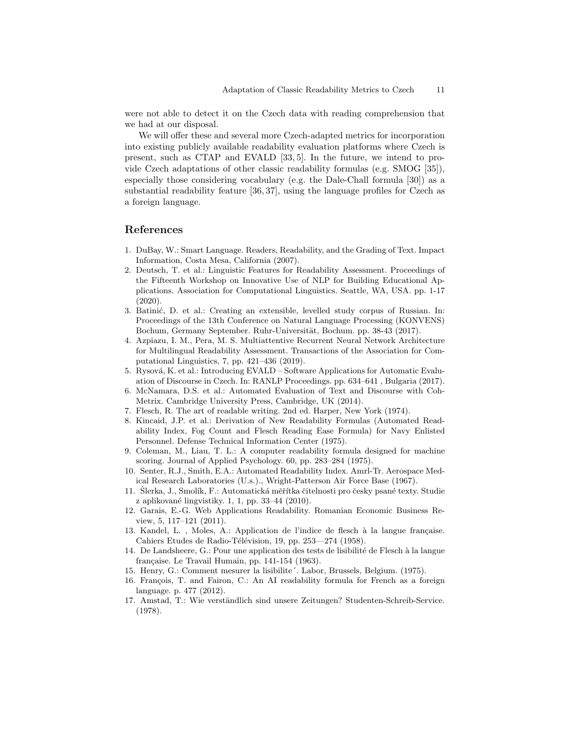were not able to detect it on the Czech data with reading comprehension that we had at our disposal.

We will offer these and several more Czech-adapted metrics for incorporation into existing publicly available readability evaluation platforms where Czech is present, such as CTAP and EVALD [33, 5]. In the future, we intend to provide Czech adaptations of other classic readability formulas (e.g. SMOG [35]), especially those considering vocabulary (e.g. the Dale-Chall formula [30]) as a substantial readability feature [36, 37], using the language profiles for Czech as a foreign language.

## References

1. DuBay, W.: Smart Language. Readers, Readability, and the Grading of Text. Impact Information, Costa Mesa, California (2007).
2. Deutsch, T. et al.: Linguistic Features for Readability Assessment. Proceedings of the Fifteenth Workshop on Innovative Use of NLP for Building Educational Applications. Association for Computational Linguistics. Seattle, WA, USA. pp. 1-17 (2020).
3. Batinić, D. et al.: Creating an extensible, levelled study corpus of Russian. In: Proceedings of the 13th Conference on Natural Language Processing (KONVENS) Bochum, Germany September. Ruhr-Universität, Bochum. pp. 38-43 (2017).
4. Azpiazu, I. M., Pera, M. S. Multiattentive Recurrent Neural Network Architecture for Multilingual Readability Assessment. Transactions of the Association for Computational Linguistics, 7, pp. 421–436 (2019).
5. Rysová, K. et al.: Introducing EVALD – Software Applications for Automatic Evaluation of Discourse in Czech. In: RANLP Proceedings. pp. 634–641 , Bulgaria (2017).
6. McNamara, D.S. et al.: Automated Evaluation of Text and Discourse with Coh-Metrix. Cambridge University Press, Cambridge, UK (2014).
7. Flesch, R. The art of readable writing. 2nd ed. Harper, New York (1974).
8. Kincaid, J.P. et al.: Derivation of New Readability Formulas (Automated Readability Index, Fog Count and Flesch Reading Ease Formula) for Navy Enlisted Personnel. Defense Technical Information Center (1975).
9. Coleman, M., Liau, T. L.: A computer readability formula designed for machine scoring. Journal of Applied Psychology. 60, pp. 283–284 (1975).
10. Senter, R.J., Smith, E.A.: Automated Readability Index. Amrl-Tr. Aerospace Medical Research Laboratories (U.s.)., Wright-Patterson Air Force Base (1967).
11. Šlerka, J., Smolík, F.: Automatická měřítka čitelnosti pro česky psané texty. Studie z aplikované lingvistiky. 1, 1, pp. 33–44 (2010).
12. Garais, E.-G. Web Applications Readability. Romanian Economic Business Review, 5, 117–121 (2011).
13. Kandel, L. , Moles, A.: Application de l'indice de flesch à la langue française. Cahiers Etudes de Radio-Télévision, 19, pp. 253—274 (1958).
14. De Landsheere, G.: Pour une application des tests de lisibilité de Flesch à la langue française. Le Travail Humain, pp. 141-154 (1963).
15. Henry, G.: Comment mesurer la lisibilite´. Labor, Brussels, Belgium. (1975).
16. François, T. and Fairon, C.: An AI readability formula for French as a foreign language. p. 477 (2012).
17. Amstad, T.: Wie verständlich sind unsere Zeitungen? Studenten-Schreib-Service. (1978).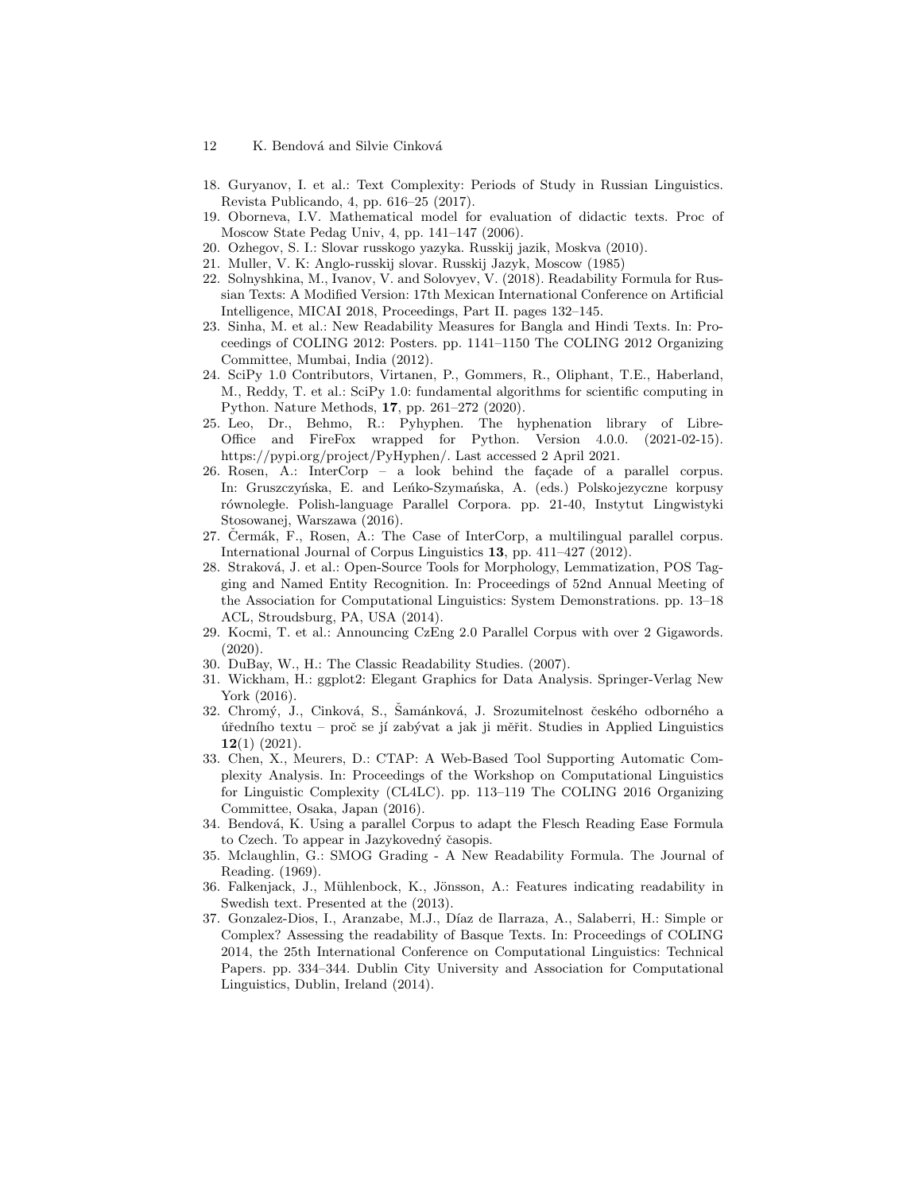18. Guryanov, I. et al.: Text Complexity: Periods of Study in Russian Linguistics. Revista Publicando, 4, pp. 616–25 (2017).
19. Oborneva, I.V. Mathematical model for evaluation of didactic texts. Proc of Moscow State Pedag Univ, 4, pp. 141–147 (2006).
20. Ozhegov, S. I.: Slovar russkogo yazyka. Russkij jazik, Moskva (2010).
21. Muller, V. K: Anglo-russkij slovar. Russkij Jazyk, Moscow (1985)
22. Solnyshkina, M., Ivanov, V. and Solovyev, V. (2018). Readability Formula for Russian Texts: A Modified Version: 17th Mexican International Conference on Artificial Intelligence, MICAI 2018, Proceedings, Part II. pages 132–145.
23. Sinha, M. et al.: New Readability Measures for Bangla and Hindi Texts. In: Proceedings of COLING 2012: Posters. pp. 1141–1150 The COLING 2012 Organizing Committee, Mumbai, India (2012).
24. SciPy 1.0 Contributors, Virtanen, P., Gommers, R., Oliphant, T.E., Haberland, M., Reddy, T. et al.: SciPy 1.0: fundamental algorithms for scientific computing in Python. Nature Methods, **17**, pp. 261–272 (2020).
25. Leo, Dr., Behmo, R.: Pyhyphen. The hyphenation library of LibreOffice and FireFox wrapped for Python. Version 4.0.0. (2021-02-15). https://pypi.org/project/PyHyphen/. Last accessed 2 April 2021.
26. Rosen, A.: InterCorp – a look behind the façade of a parallel corpus. In: Gruszczyńska, E. and Leńko-Szymańska, A. (eds.) Polskojezyczne korpusy równoległe. Polish-language Parallel Corpora. pp. 21-40, Instytut Lingwistyki Stosowanej, Warszawa (2016).
27. Čermák, F., Rosen, A.: The Case of InterCorp, a multilingual parallel corpus. International Journal of Corpus Linguistics **13**, pp. 411–427 (2012).
28. Straková, J. et al.: Open-Source Tools for Morphology, Lemmatization, POS Tagging and Named Entity Recognition. In: Proceedings of 52nd Annual Meeting of the Association for Computational Linguistics: System Demonstrations. pp. 13–18 ACL, Stroudsburg, PA, USA (2014).
29. Kocmi, T. et al.: Announcing CzEng 2.0 Parallel Corpus with over 2 Gigawords. (2020).
30. DuBay, W., H.: The Classic Readability Studies. (2007).
31. Wickham, H.: ggplot2: Elegant Graphics for Data Analysis. Springer-Verlag New York (2016).
32. Chromý, J., Cinková, S., Šamánková, J. Srozumitelnost českého odborného a úředního textu – proč se jí zabývat a jak ji měřit. Studies in Applied Linguistics **12**(1) (2021).
33. Chen, X., Meurers, D.: CTAP: A Web-Based Tool Supporting Automatic Complexity Analysis. In: Proceedings of the Workshop on Computational Linguistics for Linguistic Complexity (CL4LC). pp. 113–119 The COLING 2016 Organizing Committee, Osaka, Japan (2016).
34. Bendová, K. Using a parallel Corpus to adapt the Flesch Reading Ease Formula to Czech. To appear in Jazykovedný časopis.
35. Mclaughlin, G.: SMOG Grading - A New Readability Formula. The Journal of Reading. (1969).
36. Falkenjack, J., Mühlenbock, K., Jönsson, A.: Features indicating readability in Swedish text. Presented at the (2013).
37. Gonzalez-Dios, I., Aranzabe, M.J., Díaz de Ilarraza, A., Salaberri, H.: Simple or Complex? Assessing the readability of Basque Texts. In: Proceedings of COLING 2014, the 25th International Conference on Computational Linguistics: Technical Papers. pp. 334–344. Dublin City University and Association for Computational Linguistics, Dublin, Ireland (2014).